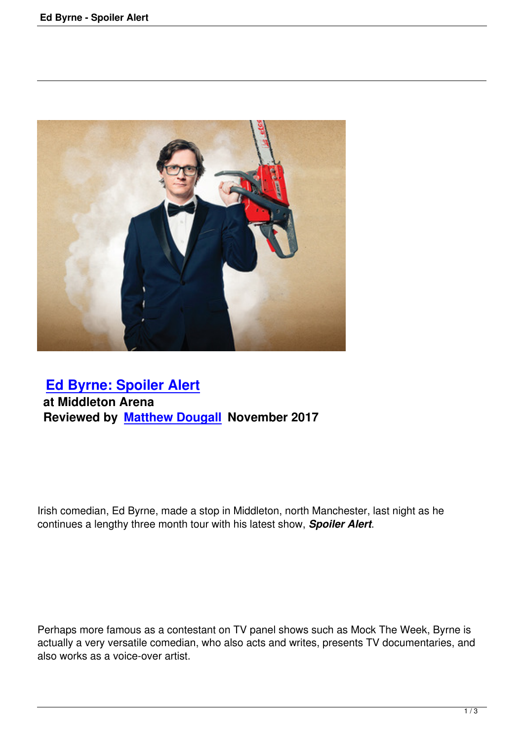## Ed Byrne: Spoiler Alert

**at Middleton Arena**

**Reviewed by Matthew Dougall November 2017**

Irish comedian, Ed Byrne, made a stop in Middleton, north Manchester, last night as he continues a lengthy three month tour with his latest show, ***Spoiler Alert***.

Perhaps more famous as a contestant on TV panel shows such as Mock The Week, Byrne is actually a very versatile comedian, who also acts and writes, presents TV documentaries, and also works as a voice-over artist.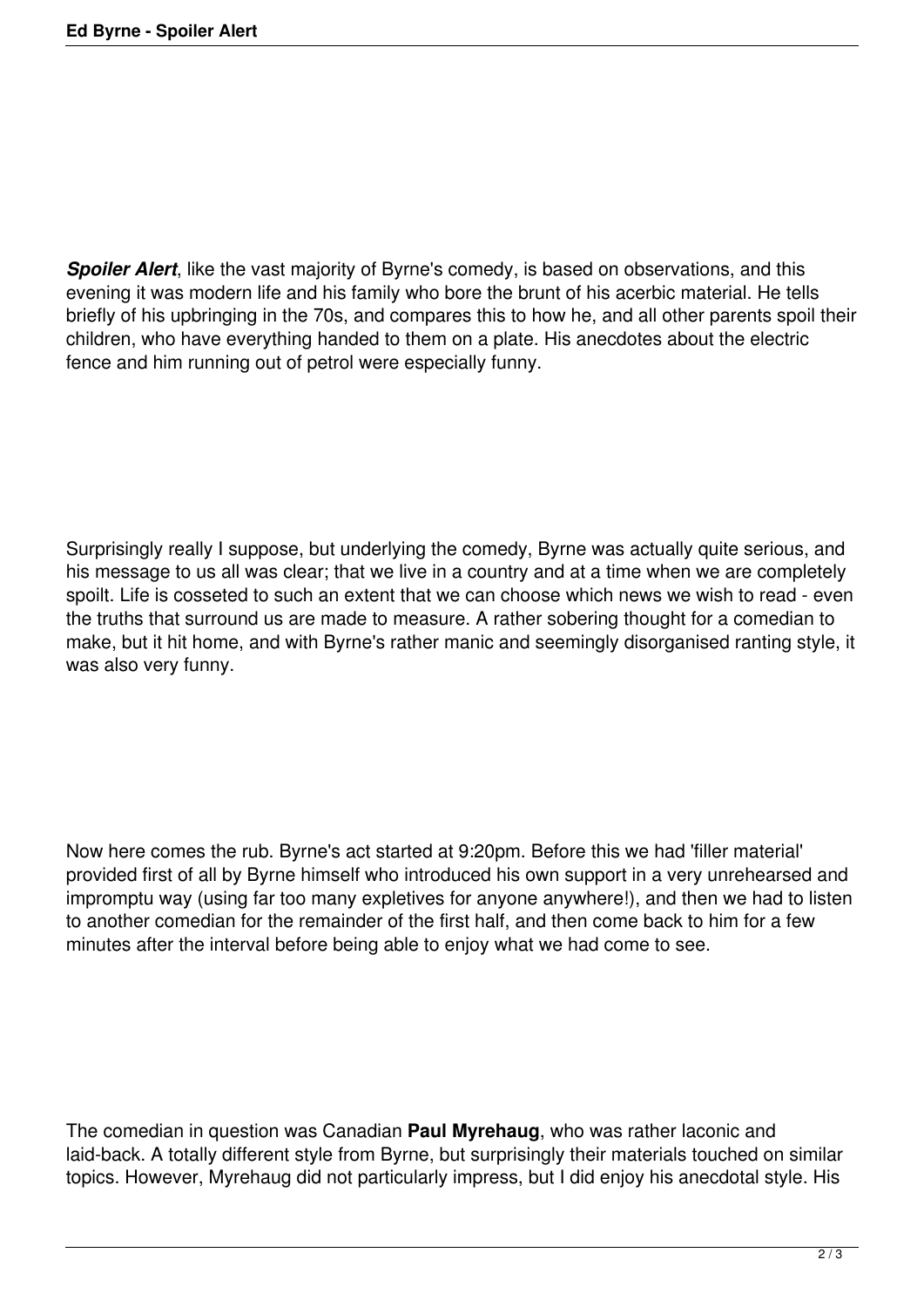***Spoiler Alert***, like the vast majority of Byrne's comedy, is based on observations, and this evening it was modern life and his family who bore the brunt of his acerbic material. He tells briefly of his upbringing in the 70s, and compares this to how he, and all other parents spoil their children, who have everything handed to them on a plate. His anecdotes about the electric fence and him running out of petrol were especially funny.

Surprisingly really I suppose, but underlying the comedy, Byrne was actually quite serious, and his message to us all was clear; that we live in a country and at a time when we are completely spoilt. Life is cosseted to such an extent that we can choose which news we wish to read - even the truths that surround us are made to measure. A rather sobering thought for a comedian to make, but it hit home, and with Byrne's rather manic and seemingly disorganised ranting style, it was also very funny.

Now here comes the rub. Byrne's act started at 9:20pm. Before this we had 'filler material' provided first of all by Byrne himself who introduced his own support in a very unrehearsed and impromptu way (using far too many expletives for anyone anywhere!), and then we had to listen to another comedian for the remainder of the first half, and then come back to him for a few minutes after the interval before being able to enjoy what we had come to see.

The comedian in question was Canadian **Paul Myrehaug**, who was rather laconic and laid-back. A totally different style from Byrne, but surprisingly their materials touched on similar topics. However, Myrehaug did not particularly impress, but I did enjoy his anecdotal style. His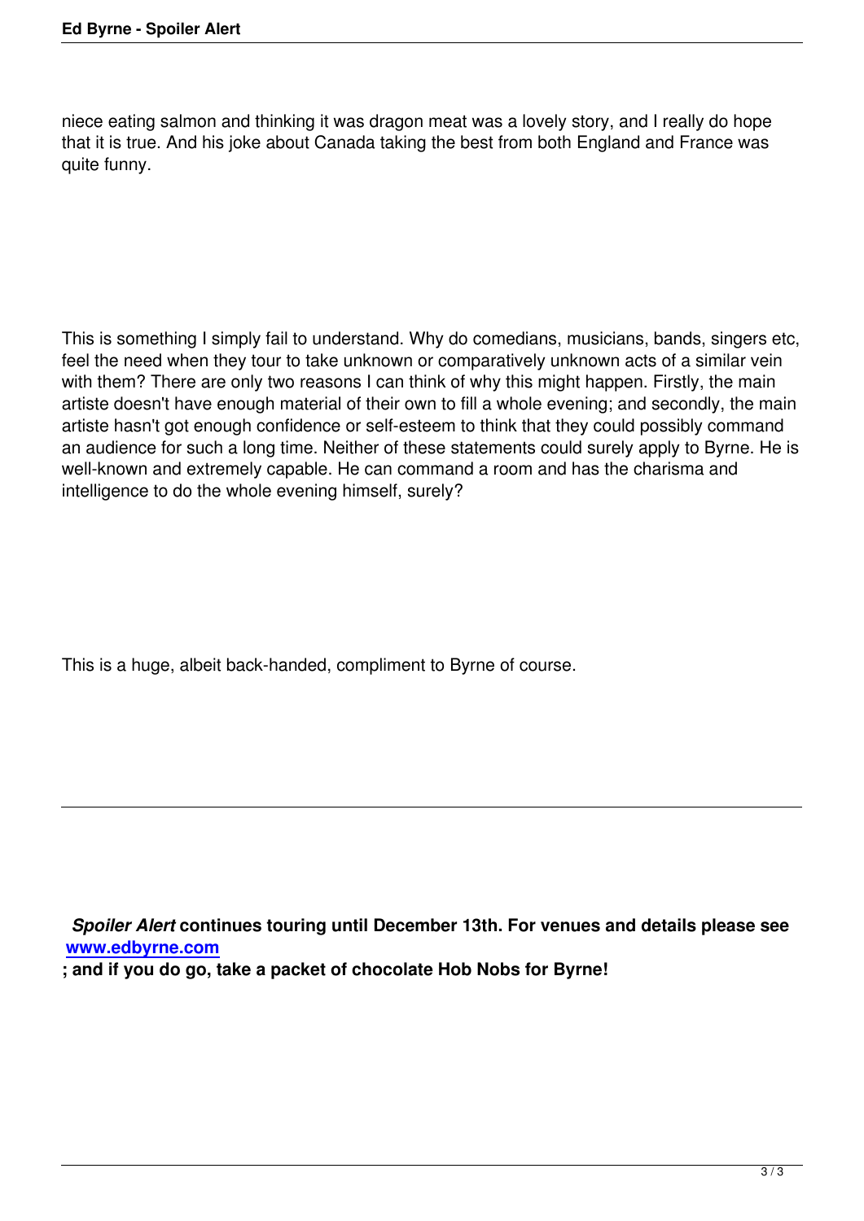niece eating salmon and thinking it was dragon meat was a lovely story, and I really do hope that it is true. And his joke about Canada taking the best from both England and France was quite funny.

This is something I simply fail to understand. Why do comedians, musicians, bands, singers etc, feel the need when they tour to take unknown or comparatively unknown acts of a similar vein with them? There are only two reasons I can think of why this might happen. Firstly, the main artiste doesn't have enough material of their own to fill a whole evening; and secondly, the main artiste hasn't got enough confidence or self-esteem to think that they could possibly command an audience for such a long time. Neither of these statements could surely apply to Byrne. He is well-known and extremely capable. He can command a room and has the charisma and intelligence to do the whole evening himself, surely?

This is a huge, albeit back-handed, compliment to Byrne of course.

---

***Spoiler Alert* continues touring until December 13th. For venues and details please see [www.edbyrne.com](http://www.edbyrne.com)**
**; and if you do go, take a packet of chocolate Hob Nobs for Byrne!**